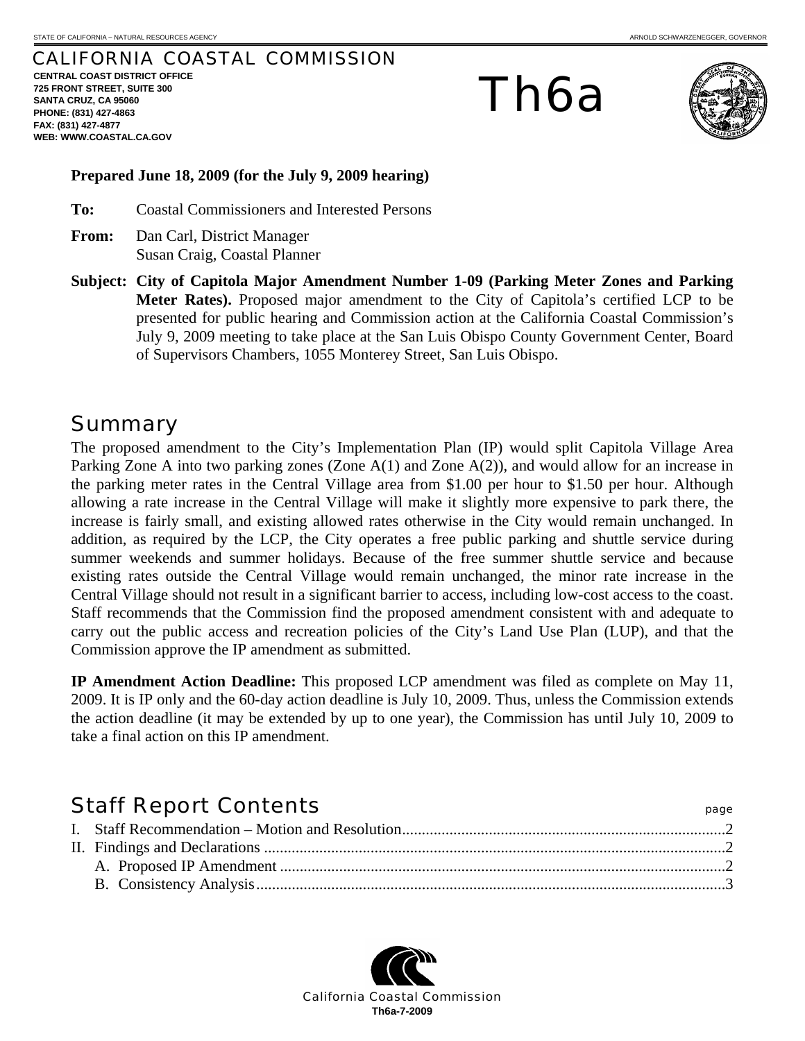STATE OF CALIFORNIA – NATURAL RESOURCES AGENCY ARNOLD SCHWARZENEGGER, GOVERNOR

CALIFORNIA COASTAL COMMISSION
**CENTRAL COAST DISTRICT OFFICE**
**725 FRONT STREET, SUITE 300**
**SANTA CRUZ, CA 95060**
**PHONE: (831) 427-4863**
**FAX: (831) 427-4877**
**WEB: WWW.COASTAL.CA.GOV**

# Th6a

**Prepared June 18, 2009 (for the July 9, 2009 hearing)**

**To:** Coastal Commissioners and Interested Persons

**From:** Dan Carl, District Manager
Susan Craig, Coastal Planner

**Subject: City of Capitola Major Amendment Number 1-09 (Parking Meter Zones and Parking Meter Rates).** Proposed major amendment to the City of Capitola's certified LCP to be presented for public hearing and Commission action at the California Coastal Commission's July 9, 2009 meeting to take place at the San Luis Obispo County Government Center, Board of Supervisors Chambers, 1055 Monterey Street, San Luis Obispo.

## Summary

The proposed amendment to the City's Implementation Plan (IP) would split Capitola Village Area Parking Zone A into two parking zones (Zone A(1) and Zone A(2)), and would allow for an increase in the parking meter rates in the Central Village area from $1.00 per hour to $1.50 per hour. Although allowing a rate increase in the Central Village will make it slightly more expensive to park there, the increase is fairly small, and existing allowed rates otherwise in the City would remain unchanged. In addition, as required by the LCP, the City operates a free public parking and shuttle service during summer weekends and summer holidays. Because of the free summer shuttle service and because existing rates outside the Central Village would remain unchanged, the minor rate increase in the Central Village should not result in a significant barrier to access, including low-cost access to the coast. Staff recommends that the Commission find the proposed amendment consistent with and adequate to carry out the public access and recreation policies of the City's Land Use Plan (LUP), and that the Commission approve the IP amendment as submitted.

**IP Amendment Action Deadline:** This proposed LCP amendment was filed as complete on May 11, 2009. It is IP only and the 60-day action deadline is July 10, 2009. Thus, unless the Commission extends the action deadline (it may be extended by up to one year), the Commission has until July 10, 2009 to take a final action on this IP amendment.

## Staff Report Contents

| | page |
|---|---|
| I. Staff Recommendation – Motion and Resolution | 2 |
| II. Findings and Declarations | 2 |
| A. Proposed IP Amendment | 2 |
| B. Consistency Analysis | 3 |

California Coastal Commission
**Th6a-7-2009**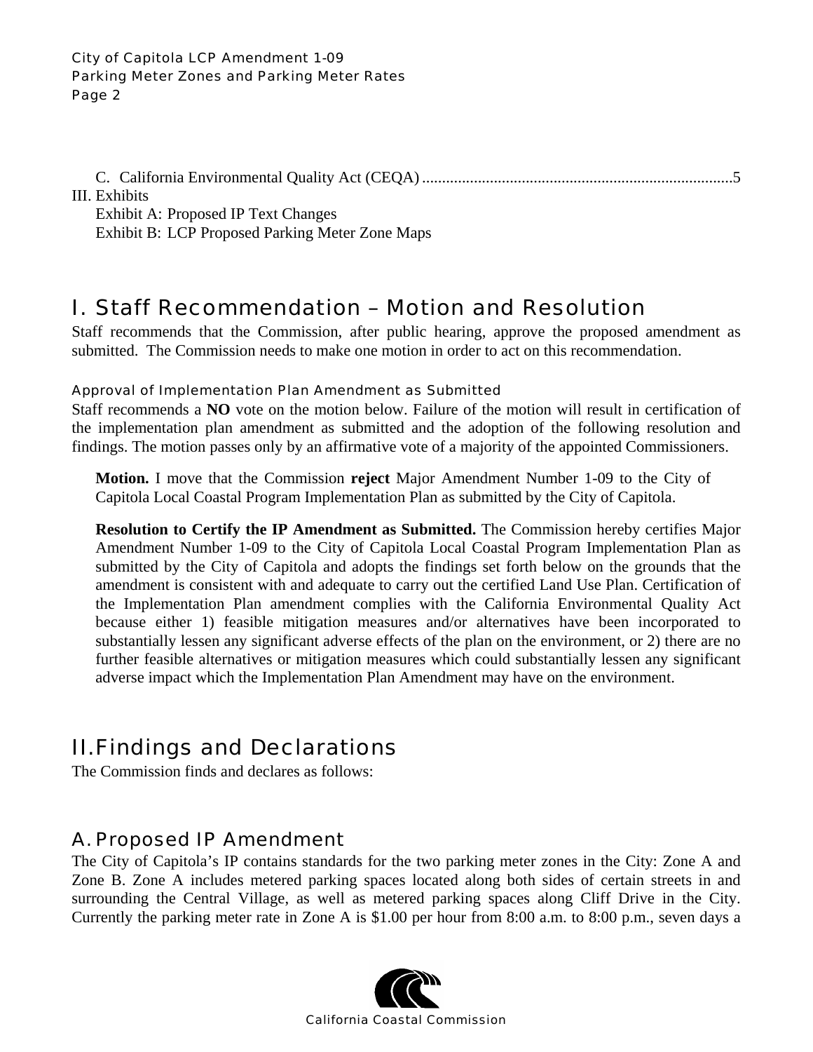C. California Environmental Quality Act (CEQA) .............................................................................5

III. Exhibits

Exhibit A: Proposed IP Text Changes

Exhibit B: LCP Proposed Parking Meter Zone Maps

# I. Staff Recommendation – Motion and Resolution

Staff recommends that the Commission, after public hearing, approve the proposed amendment as submitted. The Commission needs to make one motion in order to act on this recommendation.

### Approval of Implementation Plan Amendment as Submitted

Staff recommends a **NO** vote on the motion below. Failure of the motion will result in certification of the implementation plan amendment as submitted and the adoption of the following resolution and findings. The motion passes only by an affirmative vote of a majority of the appointed Commissioners.

> **Motion.** I move that the Commission **reject** Major Amendment Number 1-09 to the City of Capitola Local Coastal Program Implementation Plan as submitted by the City of Capitola.
>
> **Resolution to Certify the IP Amendment as Submitted.** The Commission hereby certifies Major Amendment Number 1-09 to the City of Capitola Local Coastal Program Implementation Plan as submitted by the City of Capitola and adopts the findings set forth below on the grounds that the amendment is consistent with and adequate to carry out the certified Land Use Plan. Certification of the Implementation Plan amendment complies with the California Environmental Quality Act because either 1) feasible mitigation measures and/or alternatives have been incorporated to substantially lessen any significant adverse effects of the plan on the environment, or 2) there are no further feasible alternatives or mitigation measures which could substantially lessen any significant adverse impact which the Implementation Plan Amendment may have on the environment.

# II. Findings and Declarations

The Commission finds and declares as follows:

## A. Proposed IP Amendment

The City of Capitola's IP contains standards for the two parking meter zones in the City: Zone A and Zone B. Zone A includes metered parking spaces located along both sides of certain streets in and surrounding the Central Village, as well as metered parking spaces along Cliff Drive in the City. Currently the parking meter rate in Zone A is $1.00 per hour from 8:00 a.m. to 8:00 p.m., seven days a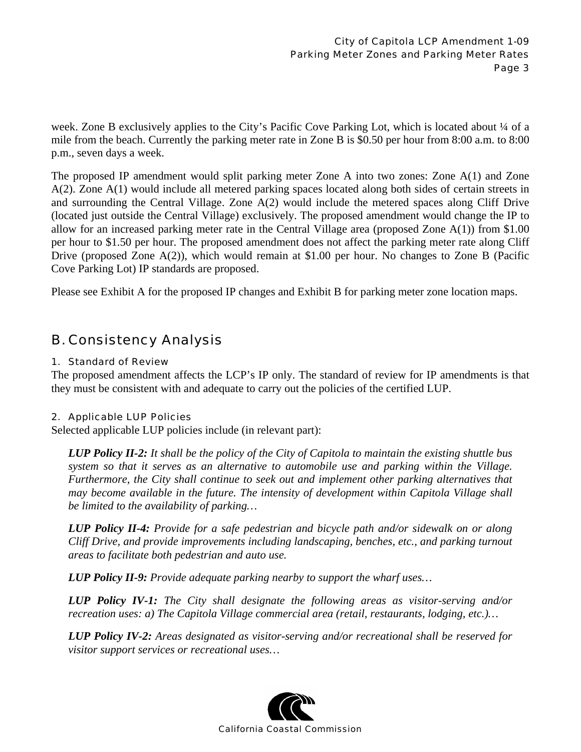week. Zone B exclusively applies to the City's Pacific Cove Parking Lot, which is located about ¼ of a mile from the beach. Currently the parking meter rate in Zone B is $0.50 per hour from 8:00 a.m. to 8:00 p.m., seven days a week.

The proposed IP amendment would split parking meter Zone A into two zones: Zone A(1) and Zone A(2). Zone A(1) would include all metered parking spaces located along both sides of certain streets in and surrounding the Central Village. Zone A(2) would include the metered spaces along Cliff Drive (located just outside the Central Village) exclusively. The proposed amendment would change the IP to allow for an increased parking meter rate in the Central Village area (proposed Zone A(1)) from $1.00 per hour to $1.50 per hour. The proposed amendment does not affect the parking meter rate along Cliff Drive (proposed Zone A(2)), which would remain at $1.00 per hour. No changes to Zone B (Pacific Cove Parking Lot) IP standards are proposed.

Please see Exhibit A for the proposed IP changes and Exhibit B for parking meter zone location maps.

## B. Consistency Analysis

### 1. Standard of Review

The proposed amendment affects the LCP's IP only. The standard of review for IP amendments is that they must be consistent with and adequate to carry out the policies of the certified LUP.

### 2. Applicable LUP Policies

Selected applicable LUP policies include (in relevant part):

> ***LUP Policy II-2:*** *It shall be the policy of the City of Capitola to maintain the existing shuttle bus system so that it serves as an alternative to automobile use and parking within the Village. Furthermore, the City shall continue to seek out and implement other parking alternatives that may become available in the future. The intensity of development within Capitola Village shall be limited to the availability of parking…*
>
> ***LUP Policy II-4:*** *Provide for a safe pedestrian and bicycle path and/or sidewalk on or along Cliff Drive, and provide improvements including landscaping, benches, etc., and parking turnout areas to facilitate both pedestrian and auto use.*
>
> ***LUP Policy II-9:*** *Provide adequate parking nearby to support the wharf uses…*
>
> ***LUP Policy IV-1:*** *The City shall designate the following areas as visitor-serving and/or recreation uses: a) The Capitola Village commercial area (retail, restaurants, lodging, etc.)…*
>
> ***LUP Policy IV-2:*** *Areas designated as visitor-serving and/or recreational shall be reserved for visitor support services or recreational uses…*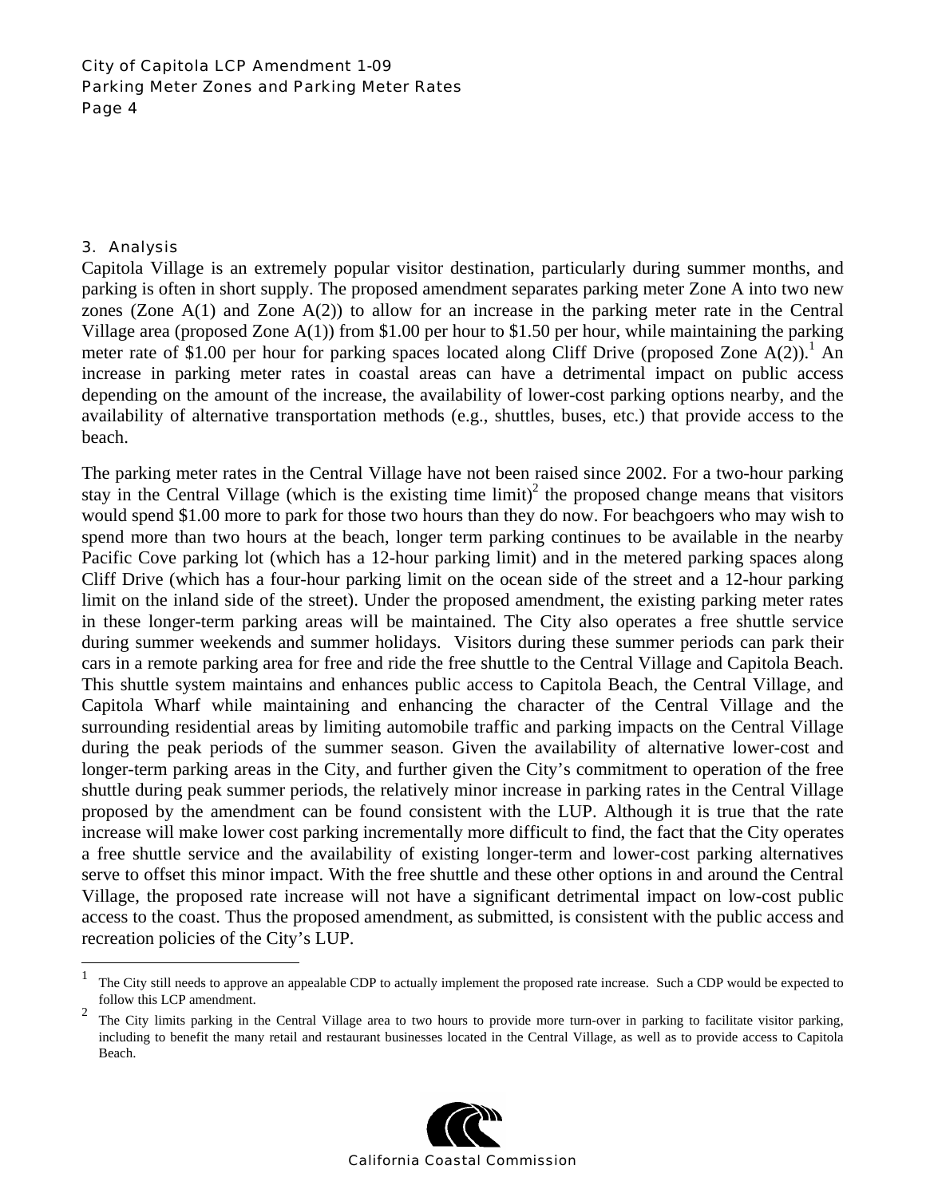### 3. Analysis

Capitola Village is an extremely popular visitor destination, particularly during summer months, and parking is often in short supply. The proposed amendment separates parking meter Zone A into two new zones (Zone A(1) and Zone A(2)) to allow for an increase in the parking meter rate in the Central Village area (proposed Zone A(1)) from $1.00 per hour to $1.50 per hour, while maintaining the parking meter rate of $1.00 per hour for parking spaces located along Cliff Drive (proposed Zone A(2)).[1] An increase in parking meter rates in coastal areas can have a detrimental impact on public access depending on the amount of the increase, the availability of lower-cost parking options nearby, and the availability of alternative transportation methods (e.g., shuttles, buses, etc.) that provide access to the beach.

The parking meter rates in the Central Village have not been raised since 2002. For a two-hour parking stay in the Central Village (which is the existing time limit)[2] the proposed change means that visitors would spend $1.00 more to park for those two hours than they do now. For beachgoers who may wish to spend more than two hours at the beach, longer term parking continues to be available in the nearby Pacific Cove parking lot (which has a 12-hour parking limit) and in the metered parking spaces along Cliff Drive (which has a four-hour parking limit on the ocean side of the street and a 12-hour parking limit on the inland side of the street). Under the proposed amendment, the existing parking meter rates in these longer-term parking areas will be maintained. The City also operates a free shuttle service during summer weekends and summer holidays. Visitors during these summer periods can park their cars in a remote parking area for free and ride the free shuttle to the Central Village and Capitola Beach. This shuttle system maintains and enhances public access to Capitola Beach, the Central Village, and Capitola Wharf while maintaining and enhancing the character of the Central Village and the surrounding residential areas by limiting automobile traffic and parking impacts on the Central Village during the peak periods of the summer season. Given the availability of alternative lower-cost and longer-term parking areas in the City, and further given the City's commitment to operation of the free shuttle during peak summer periods, the relatively minor increase in parking rates in the Central Village proposed by the amendment can be found consistent with the LUP. Although it is true that the rate increase will make lower cost parking incrementally more difficult to find, the fact that the City operates a free shuttle service and the availability of existing longer-term and lower-cost parking alternatives serve to offset this minor impact. With the free shuttle and these other options in and around the Central Village, the proposed rate increase will not have a significant detrimental impact on low-cost public access to the coast. Thus the proposed amendment, as submitted, is consistent with the public access and recreation policies of the City's LUP.

---

[1] The City still needs to approve an appealable CDP to actually implement the proposed rate increase. Such a CDP would be expected to follow this LCP amendment.

[2] The City limits parking in the Central Village area to two hours to provide more turn-over in parking to facilitate visitor parking, including to benefit the many retail and restaurant businesses located in the Central Village, as well as to provide access to Capitola Beach.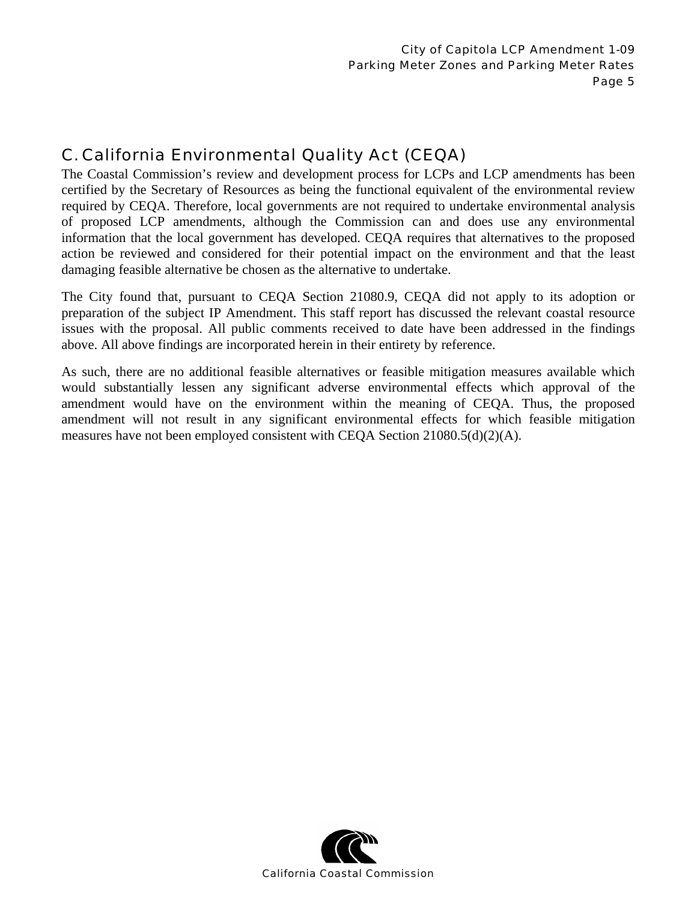## C. California Environmental Quality Act (CEQA)

The Coastal Commission's review and development process for LCPs and LCP amendments has been certified by the Secretary of Resources as being the functional equivalent of the environmental review required by CEQA. Therefore, local governments are not required to undertake environmental analysis of proposed LCP amendments, although the Commission can and does use any environmental information that the local government has developed. CEQA requires that alternatives to the proposed action be reviewed and considered for their potential impact on the environment and that the least damaging feasible alternative be chosen as the alternative to undertake.

The City found that, pursuant to CEQA Section 21080.9, CEQA did not apply to its adoption or preparation of the subject IP Amendment. This staff report has discussed the relevant coastal resource issues with the proposal. All public comments received to date have been addressed in the findings above. All above findings are incorporated herein in their entirety by reference.

As such, there are no additional feasible alternatives or feasible mitigation measures available which would substantially lessen any significant adverse environmental effects which approval of the amendment would have on the environment within the meaning of CEQA. Thus, the proposed amendment will not result in any significant environmental effects for which feasible mitigation measures have not been employed consistent with CEQA Section 21080.5(d)(2)(A).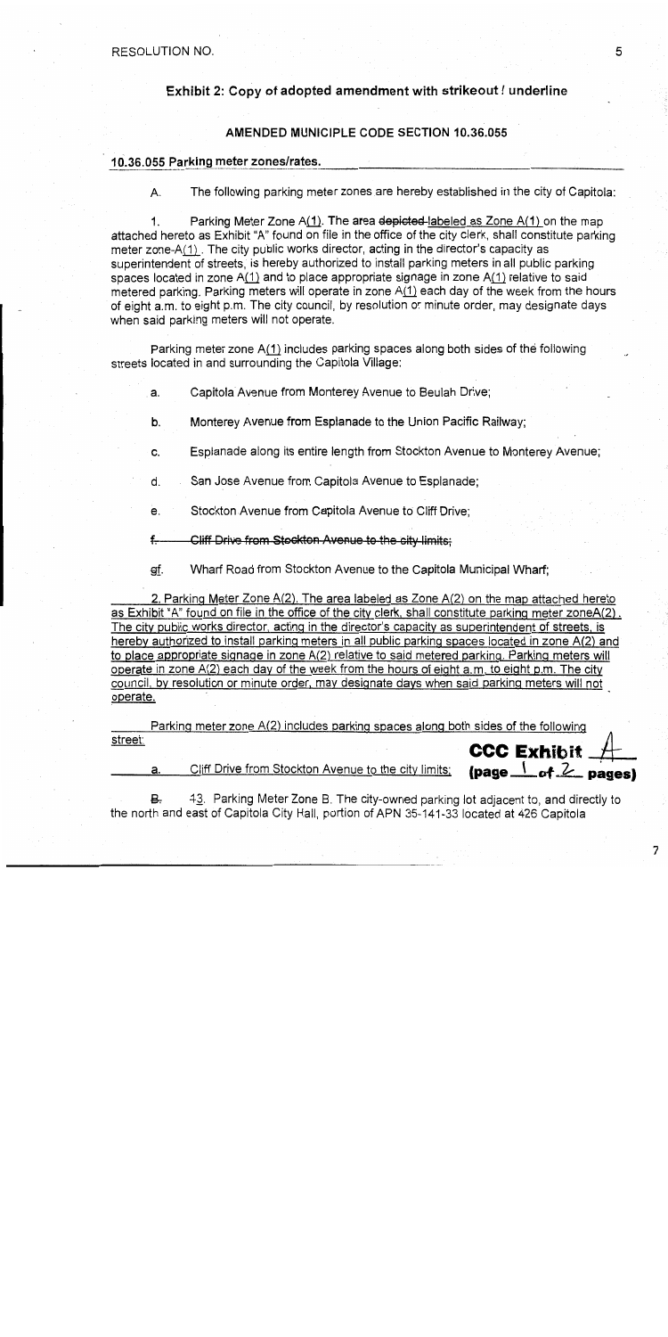RESOLUTION NO.

## Exhibit 2: Copy of adopted amendment with strikeout / underline

### AMENDED MUNICIPLE CODE SECTION 10.36.055

**10.36.055 Parking meter zones/rates.**

A. The following parking meter zones are hereby established in the city of Capitola:

1. Parking Meter Zone A(1). The area ~~depicted~~ labeled as Zone A(1) on the map attached hereto as Exhibit "A" found on file in the office of the city clerk, shall constitute parking meter zone A(1). The city public works director, acting in the director's capacity as superintendent of streets, is hereby authorized to install parking meters in all public parking spaces located in zone A(1) and to place appropriate signage in zone A(1) relative to said metered parking. Parking meters will operate in zone A(1) each day of the week from the hours of eight a.m. to eight p.m. The city council, by resolution or minute order, may designate days when said parking meters will not operate.

Parking meter zone A(1) includes parking spaces along both sides of the following streets located in and surrounding the Capitola Village:

a. Capitola Avenue from Monterey Avenue to Beulah Drive;

b. Monterey Avenue from Esplanade to the Union Pacific Railway;

c. Esplanade along its entire length from Stockton Avenue to Monterey Avenue;

d. San Jose Avenue from Capitola Avenue to Esplanade;

e. Stockton Avenue from Capitola Avenue to Cliff Drive;

~~f. Cliff Drive from Stockton Avenue to the city limits;~~

~~g~~f. Wharf Road from Stockton Avenue to the Capitola Municipal Wharf;

2. Parking Meter Zone A(2). The area labeled as Zone A(2) on the map attached hereto as Exhibit "A" found on file in the office of the city clerk, shall constitute parking meter zoneA(2). The city public works director, acting in the director's capacity as superintendent of streets, is hereby authorized to install parking meters in all public parking spaces located in zone A(2) and to place appropriate signage in zone A(2) relative to said metered parking. Parking meters will operate in zone A(2) each day of the week from the hours of eight a.m. to eight p.m. The city council, by resolution or minute order, may designate days when said parking meters will not operate.

Parking meter zone A(2) includes parking spaces along both sides of the following street:

a. Cliff Drive from Stockton Avenue to the city limits;

**CCC Exhibit A (page 1 of 2 pages)**

~~B.~~ ~~1~~3. Parking Meter Zone B. The city-owned parking lot adjacent to, and directly to the north and east of Capitola City Hall, portion of APN 35-141-33 located at 426 Capitola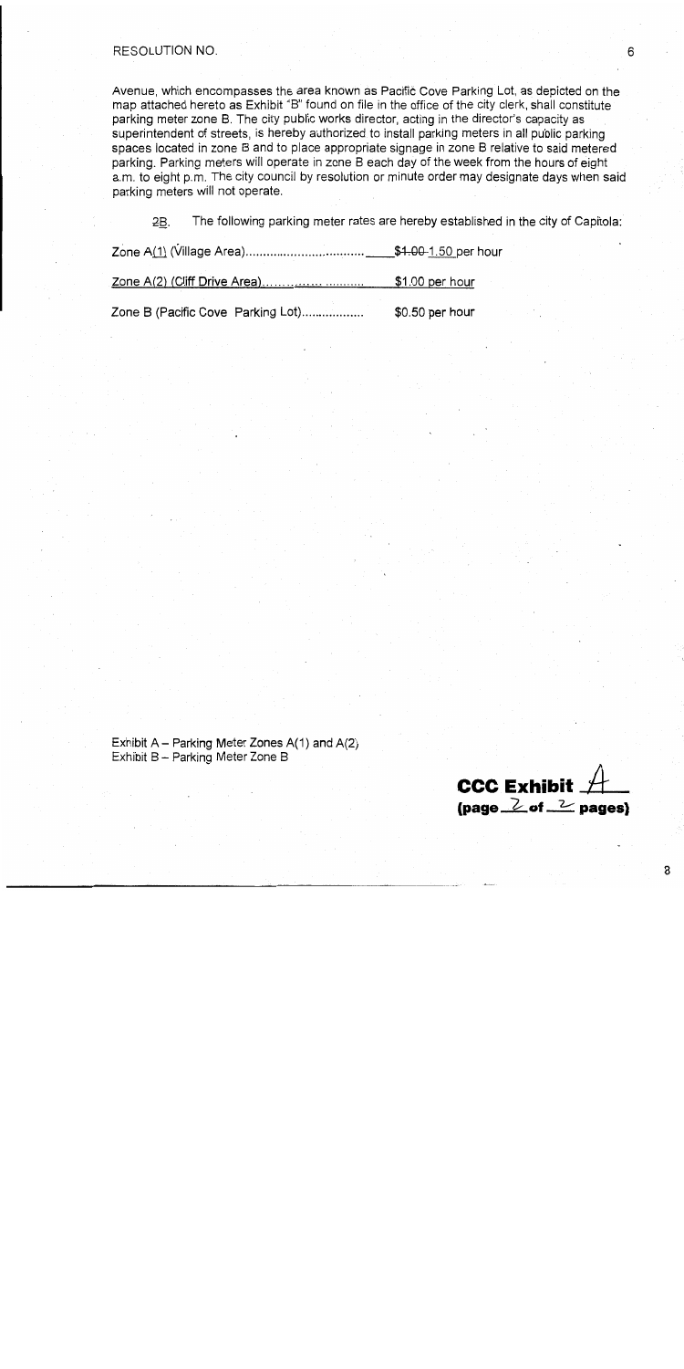Avenue, which encompasses the area known as Pacific Cove Parking Lot, as depicted on the map attached hereto as Exhibit "B" found on file in the office of the city clerk, shall constitute parking meter zone B. The city public works director, acting in the director's capacity as superintendent of streets, is hereby authorized to install parking meters in all public parking spaces located in zone B and to place appropriate signage in zone B relative to said metered parking. Parking meters will operate in zone B each day of the week from the hours of eight a.m. to eight p.m. The city council by resolution or minute order may designate days when said parking meters will not operate.

2B. The following parking meter rates are hereby established in the city of Capitola:

Zone A(1) (Village Area)................................. ~~$1.00~~ 1.50 per hour

Zone A(2) (Cliff Drive Area)........................ $1.00 per hour

Zone B (Pacific Cove Parking Lot).................. $0.50 per hour

Exhibit A – Parking Meter Zones A(1) and A(2)
Exhibit B – Parking Meter Zone B

**CCC Exhibit A**
**(page 2 of 2 pages)**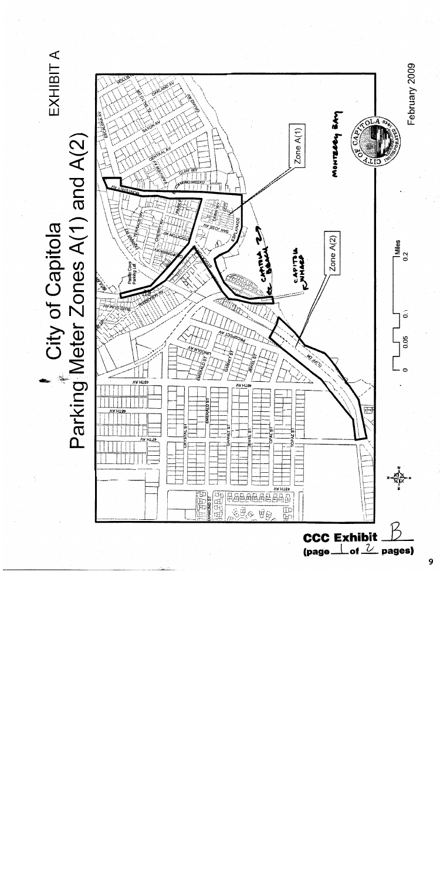EXHIBIT A

# City of Capitola Parking Meter Zones A(1) and A(2)

Zone A(1)

Zone A(2)

Capitola Beach

Capitola Wharf

Monterey Bay

Miles

0 0.05 0.1 0.2

February 2009

**CCC Exhibit** B

**(page** 1 **of** 2 **pages)**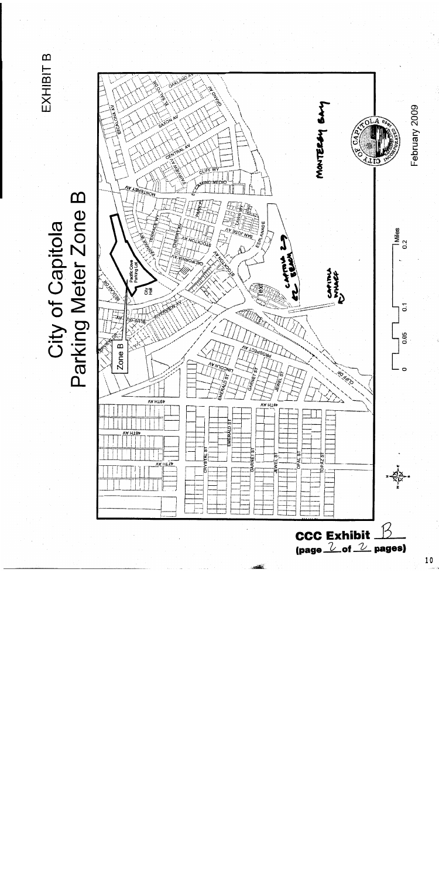EXHIBIT B

# City of Capitola
## Parking Meter Zone B

Zone B

Pacific Cove Parking Lot

City Hall

MONTEREY BAY

CAPITOLA BEACH

CAPITOLA WHARF

0 0.05 0.1 0.2 Miles

February 2009

**CCC Exhibit B**
**(page 2 of 2 pages)**